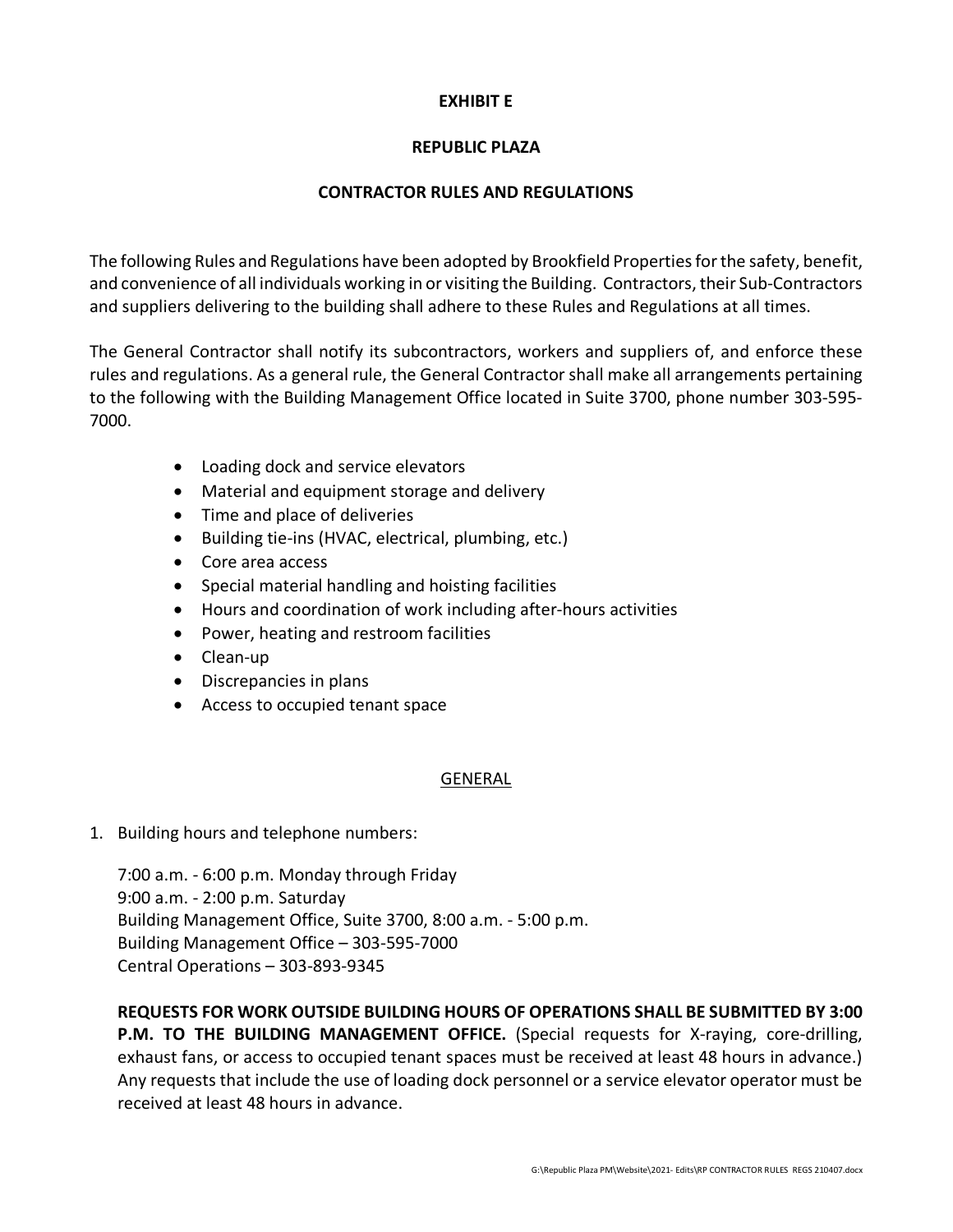# EXHIBIT E

# REPUBLIC PLAZA

## CONTRACTOR RULES AND REGULATIONS

The following Rules and Regulations have been adopted by Brookfield Properties for the safety, benefit, and convenience of all individuals working in or visiting the Building. Contractors, their Sub-Contractors and suppliers delivering to the building shall adhere to these Rules and Regulations at all times.

The General Contractor shall notify its subcontractors, workers and suppliers of, and enforce these rules and regulations. As a general rule, the General Contractor shall make all arrangements pertaining to the following with the Building Management Office located in Suite 3700, phone number 303-595-7000.

- Loading dock and service elevators
- Material and equipment storage and delivery
- Time and place of deliveries
- Building tie-ins (HVAC, electrical, plumbing, etc.)
- Core area access
- Special material handling and hoisting facilities
- Hours and coordination of work including after-hours activities
- Power, heating and restroom facilities
- Clean-up
- Discrepancies in plans
- Access to occupied tenant space

## GENERAL

1. Building hours and telephone numbers:

   7:00 a.m. - 6:00 p.m. Monday through Friday
   9:00 a.m. - 2:00 p.m. Saturday
   Building Management Office, Suite 3700, 8:00 a.m. - 5:00 p.m.
   Building Management Office – 303-595-7000
   Central Operations – 303-893-9345

   **REQUESTS FOR WORK OUTSIDE BUILDING HOURS OF OPERATIONS SHALL BE SUBMITTED BY 3:00 P.M. TO THE BUILDING MANAGEMENT OFFICE.** (Special requests for X-raying, core-drilling, exhaust fans, or access to occupied tenant spaces must be received at least 48 hours in advance.) Any requests that include the use of loading dock personnel or a service elevator operator must be received at least 48 hours in advance.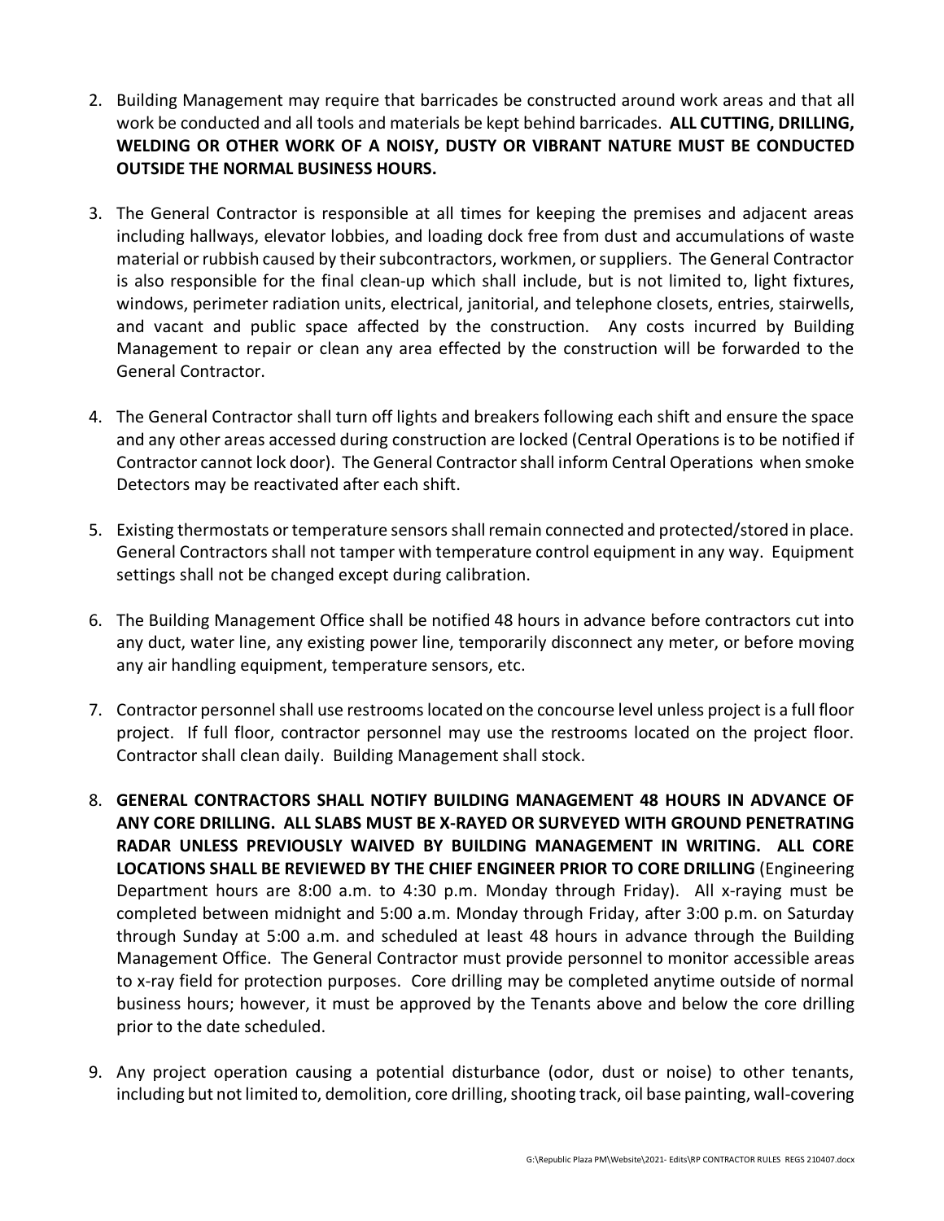2. Building Management may require that barricades be constructed around work areas and that all work be conducted and all tools and materials be kept behind barricades. **ALL CUTTING, DRILLING, WELDING OR OTHER WORK OF A NOISY, DUSTY OR VIBRANT NATURE MUST BE CONDUCTED OUTSIDE THE NORMAL BUSINESS HOURS.**

3. The General Contractor is responsible at all times for keeping the premises and adjacent areas including hallways, elevator lobbies, and loading dock free from dust and accumulations of waste material or rubbish caused by their subcontractors, workmen, or suppliers. The General Contractor is also responsible for the final clean-up which shall include, but is not limited to, light fixtures, windows, perimeter radiation units, electrical, janitorial, and telephone closets, entries, stairwells, and vacant and public space affected by the construction. Any costs incurred by Building Management to repair or clean any area effected by the construction will be forwarded to the General Contractor.

4. The General Contractor shall turn off lights and breakers following each shift and ensure the space and any other areas accessed during construction are locked (Central Operations is to be notified if Contractor cannot lock door). The General Contractor shall inform Central Operations when smoke Detectors may be reactivated after each shift.

5. Existing thermostats or temperature sensors shall remain connected and protected/stored in place. General Contractors shall not tamper with temperature control equipment in any way. Equipment settings shall not be changed except during calibration.

6. The Building Management Office shall be notified 48 hours in advance before contractors cut into any duct, water line, any existing power line, temporarily disconnect any meter, or before moving any air handling equipment, temperature sensors, etc.

7. Contractor personnel shall use restrooms located on the concourse level unless project is a full floor project. If full floor, contractor personnel may use the restrooms located on the project floor. Contractor shall clean daily. Building Management shall stock.

8. **GENERAL CONTRACTORS SHALL NOTIFY BUILDING MANAGEMENT 48 HOURS IN ADVANCE OF ANY CORE DRILLING. ALL SLABS MUST BE X-RAYED OR SURVEYED WITH GROUND PENETRATING RADAR UNLESS PREVIOUSLY WAIVED BY BUILDING MANAGEMENT IN WRITING. ALL CORE LOCATIONS SHALL BE REVIEWED BY THE CHIEF ENGINEER PRIOR TO CORE DRILLING** (Engineering Department hours are 8:00 a.m. to 4:30 p.m. Monday through Friday). All x-raying must be completed between midnight and 5:00 a.m. Monday through Friday, after 3:00 p.m. on Saturday through Sunday at 5:00 a.m. and scheduled at least 48 hours in advance through the Building Management Office. The General Contractor must provide personnel to monitor accessible areas to x-ray field for protection purposes. Core drilling may be completed anytime outside of normal business hours; however, it must be approved by the Tenants above and below the core drilling prior to the date scheduled.

9. Any project operation causing a potential disturbance (odor, dust or noise) to other tenants, including but not limited to, demolition, core drilling, shooting track, oil base painting, wall-covering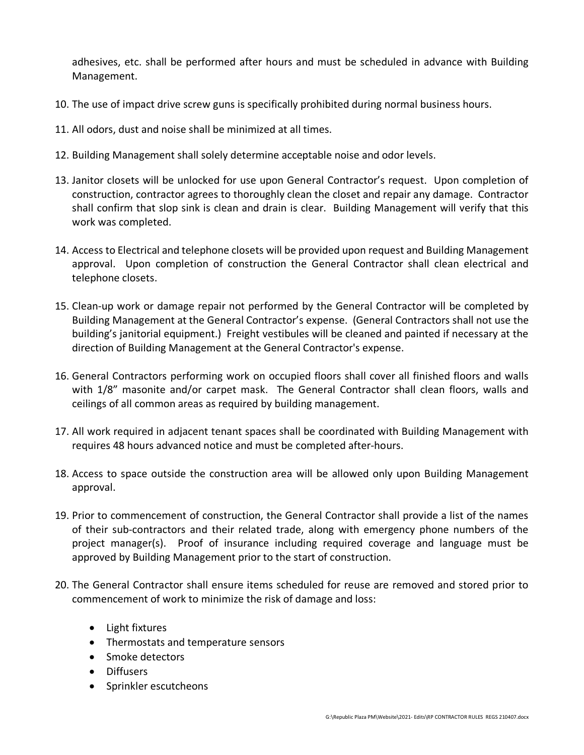adhesives, etc. shall be performed after hours and must be scheduled in advance with Building Management.

10. The use of impact drive screw guns is specifically prohibited during normal business hours.

11. All odors, dust and noise shall be minimized at all times.

12. Building Management shall solely determine acceptable noise and odor levels.

13. Janitor closets will be unlocked for use upon General Contractor's request. Upon completion of construction, contractor agrees to thoroughly clean the closet and repair any damage. Contractor shall confirm that slop sink is clean and drain is clear. Building Management will verify that this work was completed.

14. Access to Electrical and telephone closets will be provided upon request and Building Management approval. Upon completion of construction the General Contractor shall clean electrical and telephone closets.

15. Clean-up work or damage repair not performed by the General Contractor will be completed by Building Management at the General Contractor's expense. (General Contractors shall not use the building's janitorial equipment.) Freight vestibules will be cleaned and painted if necessary at the direction of Building Management at the General Contractor's expense.

16. General Contractors performing work on occupied floors shall cover all finished floors and walls with 1/8" masonite and/or carpet mask. The General Contractor shall clean floors, walls and ceilings of all common areas as required by building management.

17. All work required in adjacent tenant spaces shall be coordinated with Building Management with requires 48 hours advanced notice and must be completed after-hours.

18. Access to space outside the construction area will be allowed only upon Building Management approval.

19. Prior to commencement of construction, the General Contractor shall provide a list of the names of their sub-contractors and their related trade, along with emergency phone numbers of the project manager(s). Proof of insurance including required coverage and language must be approved by Building Management prior to the start of construction.

20. The General Contractor shall ensure items scheduled for reuse are removed and stored prior to commencement of work to minimize the risk of damage and loss:

    - Light fixtures
    - Thermostats and temperature sensors
    - Smoke detectors
    - Diffusers
    - Sprinkler escutcheons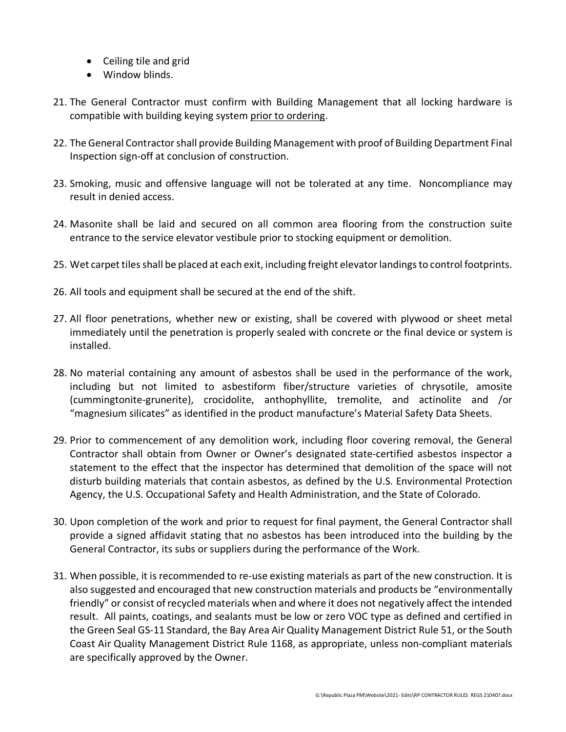- Ceiling tile and grid
- Window blinds.

21. The General Contractor must confirm with Building Management that all locking hardware is compatible with building keying system <u>prior to ordering</u>.

22. The General Contractor shall provide Building Management with proof of Building Department Final Inspection sign-off at conclusion of construction.

23. Smoking, music and offensive language will not be tolerated at any time. Noncompliance may result in denied access.

24. Masonite shall be laid and secured on all common area flooring from the construction suite entrance to the service elevator vestibule prior to stocking equipment or demolition.

25. Wet carpet tiles shall be placed at each exit, including freight elevator landings to control footprints.

26. All tools and equipment shall be secured at the end of the shift.

27. All floor penetrations, whether new or existing, shall be covered with plywood or sheet metal immediately until the penetration is properly sealed with concrete or the final device or system is installed.

28. No material containing any amount of asbestos shall be used in the performance of the work, including but not limited to asbestiform fiber/structure varieties of chrysotile, amosite (cummingtonite-grunerite), crocidolite, anthophyllite, tremolite, and actinolite and /or "magnesium silicates" as identified in the product manufacture's Material Safety Data Sheets.

29. Prior to commencement of any demolition work, including floor covering removal, the General Contractor shall obtain from Owner or Owner's designated state-certified asbestos inspector a statement to the effect that the inspector has determined that demolition of the space will not disturb building materials that contain asbestos, as defined by the U.S. Environmental Protection Agency, the U.S. Occupational Safety and Health Administration, and the State of Colorado.

30. Upon completion of the work and prior to request for final payment, the General Contractor shall provide a signed affidavit stating that no asbestos has been introduced into the building by the General Contractor, its subs or suppliers during the performance of the Work.

31. When possible, it is recommended to re-use existing materials as part of the new construction. It is also suggested and encouraged that new construction materials and products be "environmentally friendly" or consist of recycled materials when and where it does not negatively affect the intended result. All paints, coatings, and sealants must be low or zero VOC type as defined and certified in the Green Seal GS-11 Standard, the Bay Area Air Quality Management District Rule 51, or the South Coast Air Quality Management District Rule 1168, as appropriate, unless non-compliant materials are specifically approved by the Owner.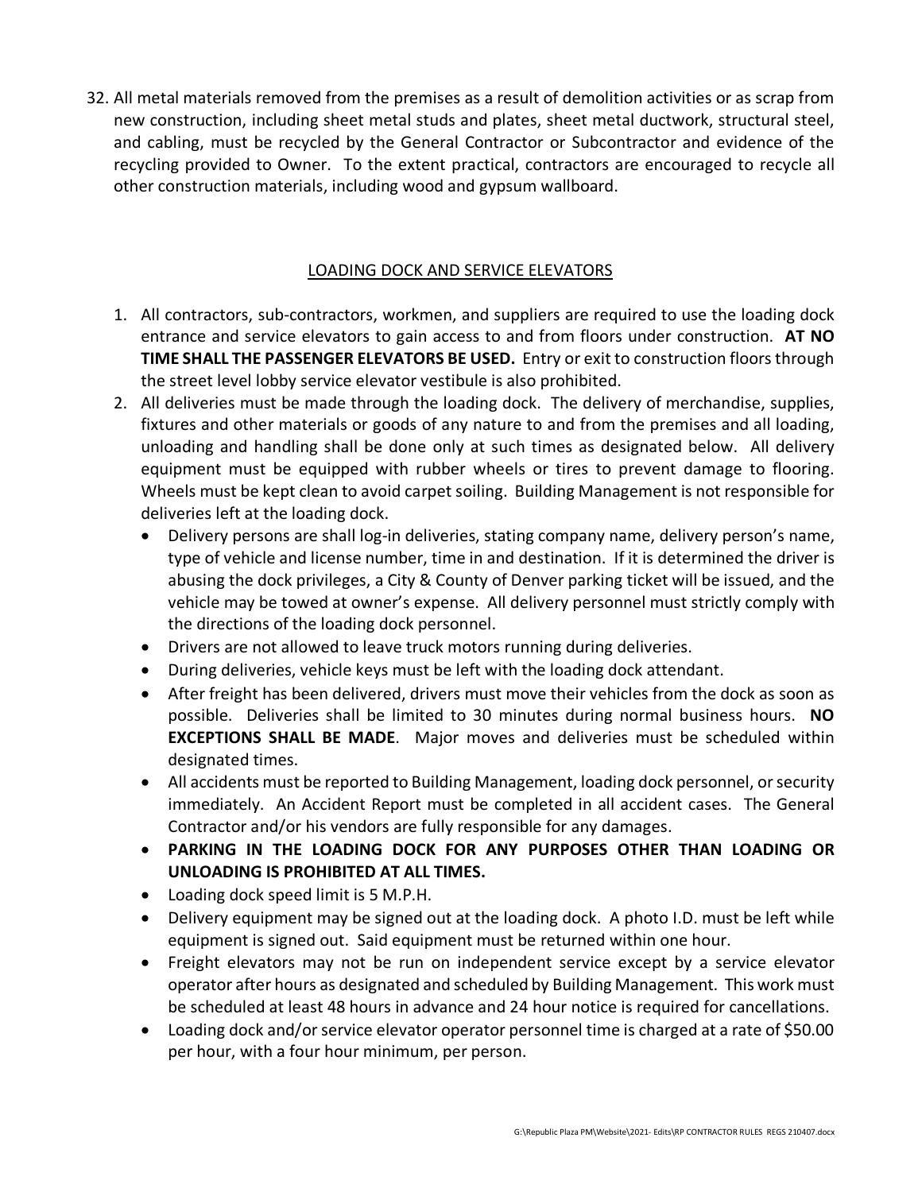32. All metal materials removed from the premises as a result of demolition activities or as scrap from new construction, including sheet metal studs and plates, sheet metal ductwork, structural steel, and cabling, must be recycled by the General Contractor or Subcontractor and evidence of the recycling provided to Owner. To the extent practical, contractors are encouraged to recycle all other construction materials, including wood and gypsum wallboard.

## LOADING DOCK AND SERVICE ELEVATORS

1. All contractors, sub-contractors, workmen, and suppliers are required to use the loading dock entrance and service elevators to gain access to and from floors under construction. **AT NO TIME SHALL THE PASSENGER ELEVATORS BE USED.** Entry or exit to construction floors through the street level lobby service elevator vestibule is also prohibited.
2. All deliveries must be made through the loading dock. The delivery of merchandise, supplies, fixtures and other materials or goods of any nature to and from the premises and all loading, unloading and handling shall be done only at such times as designated below. All delivery equipment must be equipped with rubber wheels or tires to prevent damage to flooring. Wheels must be kept clean to avoid carpet soiling. Building Management is not responsible for deliveries left at the loading dock.
   - Delivery persons are shall log-in deliveries, stating company name, delivery person's name, type of vehicle and license number, time in and destination. If it is determined the driver is abusing the dock privileges, a City & County of Denver parking ticket will be issued, and the vehicle may be towed at owner's expense. All delivery personnel must strictly comply with the directions of the loading dock personnel.
   - Drivers are not allowed to leave truck motors running during deliveries.
   - During deliveries, vehicle keys must be left with the loading dock attendant.
   - After freight has been delivered, drivers must move their vehicles from the dock as soon as possible. Deliveries shall be limited to 30 minutes during normal business hours. **NO EXCEPTIONS SHALL BE MADE**. Major moves and deliveries must be scheduled within designated times.
   - All accidents must be reported to Building Management, loading dock personnel, or security immediately. An Accident Report must be completed in all accident cases. The General Contractor and/or his vendors are fully responsible for any damages.
   - **PARKING IN THE LOADING DOCK FOR ANY PURPOSES OTHER THAN LOADING OR UNLOADING IS PROHIBITED AT ALL TIMES.**
   - Loading dock speed limit is 5 M.P.H.
   - Delivery equipment may be signed out at the loading dock. A photo I.D. must be left while equipment is signed out. Said equipment must be returned within one hour.
   - Freight elevators may not be run on independent service except by a service elevator operator after hours as designated and scheduled by Building Management. This work must be scheduled at least 48 hours in advance and 24 hour notice is required for cancellations.
   - Loading dock and/or service elevator operator personnel time is charged at a rate of $50.00 per hour, with a four hour minimum, per person.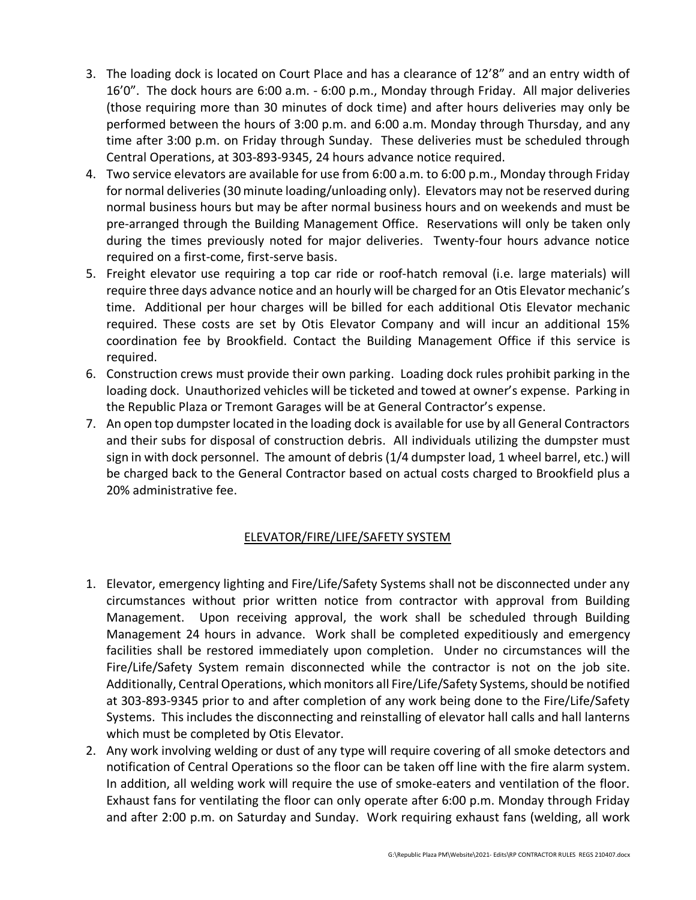3. The loading dock is located on Court Place and has a clearance of 12'8" and an entry width of 16'0". The dock hours are 6:00 a.m. - 6:00 p.m., Monday through Friday. All major deliveries (those requiring more than 30 minutes of dock time) and after hours deliveries may only be performed between the hours of 3:00 p.m. and 6:00 a.m. Monday through Thursday, and any time after 3:00 p.m. on Friday through Sunday. These deliveries must be scheduled through Central Operations, at 303-893-9345, 24 hours advance notice required.
4. Two service elevators are available for use from 6:00 a.m. to 6:00 p.m., Monday through Friday for normal deliveries (30 minute loading/unloading only). Elevators may not be reserved during normal business hours but may be after normal business hours and on weekends and must be pre-arranged through the Building Management Office. Reservations will only be taken only during the times previously noted for major deliveries. Twenty-four hours advance notice required on a first-come, first-serve basis.
5. Freight elevator use requiring a top car ride or roof-hatch removal (i.e. large materials) will require three days advance notice and an hourly will be charged for an Otis Elevator mechanic's time. Additional per hour charges will be billed for each additional Otis Elevator mechanic required. These costs are set by Otis Elevator Company and will incur an additional 15% coordination fee by Brookfield. Contact the Building Management Office if this service is required.
6. Construction crews must provide their own parking. Loading dock rules prohibit parking in the loading dock. Unauthorized vehicles will be ticketed and towed at owner's expense. Parking in the Republic Plaza or Tremont Garages will be at General Contractor's expense.
7. An open top dumpster located in the loading dock is available for use by all General Contractors and their subs for disposal of construction debris. All individuals utilizing the dumpster must sign in with dock personnel. The amount of debris (1/4 dumpster load, 1 wheel barrel, etc.) will be charged back to the General Contractor based on actual costs charged to Brookfield plus a 20% administrative fee.

## ELEVATOR/FIRE/LIFE/SAFETY SYSTEM

1. Elevator, emergency lighting and Fire/Life/Safety Systems shall not be disconnected under any circumstances without prior written notice from contractor with approval from Building Management. Upon receiving approval, the work shall be scheduled through Building Management 24 hours in advance. Work shall be completed expeditiously and emergency facilities shall be restored immediately upon completion. Under no circumstances will the Fire/Life/Safety System remain disconnected while the contractor is not on the job site. Additionally, Central Operations, which monitors all Fire/Life/Safety Systems, should be notified at 303-893-9345 prior to and after completion of any work being done to the Fire/Life/Safety Systems. This includes the disconnecting and reinstalling of elevator hall calls and hall lanterns which must be completed by Otis Elevator.
2. Any work involving welding or dust of any type will require covering of all smoke detectors and notification of Central Operations so the floor can be taken off line with the fire alarm system. In addition, all welding work will require the use of smoke-eaters and ventilation of the floor. Exhaust fans for ventilating the floor can only operate after 6:00 p.m. Monday through Friday and after 2:00 p.m. on Saturday and Sunday. Work requiring exhaust fans (welding, all work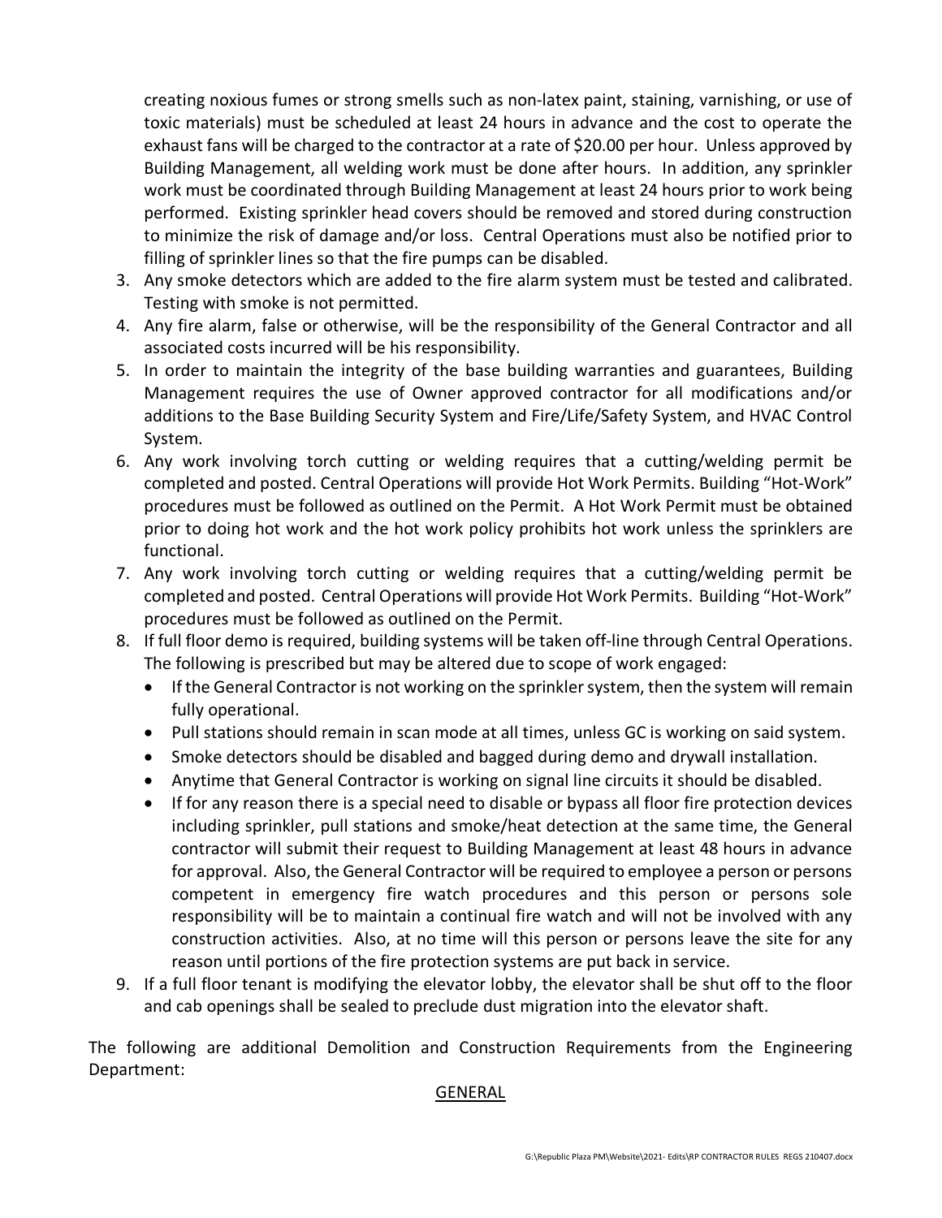creating noxious fumes or strong smells such as non-latex paint, staining, varnishing, or use of toxic materials) must be scheduled at least 24 hours in advance and the cost to operate the exhaust fans will be charged to the contractor at a rate of $20.00 per hour. Unless approved by Building Management, all welding work must be done after hours. In addition, any sprinkler work must be coordinated through Building Management at least 24 hours prior to work being performed. Existing sprinkler head covers should be removed and stored during construction to minimize the risk of damage and/or loss. Central Operations must also be notified prior to filling of sprinkler lines so that the fire pumps can be disabled.

3. Any smoke detectors which are added to the fire alarm system must be tested and calibrated. Testing with smoke is not permitted.
4. Any fire alarm, false or otherwise, will be the responsibility of the General Contractor and all associated costs incurred will be his responsibility.
5. In order to maintain the integrity of the base building warranties and guarantees, Building Management requires the use of Owner approved contractor for all modifications and/or additions to the Base Building Security System and Fire/Life/Safety System, and HVAC Control System.
6. Any work involving torch cutting or welding requires that a cutting/welding permit be completed and posted. Central Operations will provide Hot Work Permits. Building "Hot-Work" procedures must be followed as outlined on the Permit. A Hot Work Permit must be obtained prior to doing hot work and the hot work policy prohibits hot work unless the sprinklers are functional.
7. Any work involving torch cutting or welding requires that a cutting/welding permit be completed and posted. Central Operations will provide Hot Work Permits. Building "Hot-Work" procedures must be followed as outlined on the Permit.
8. If full floor demo is required, building systems will be taken off-line through Central Operations. The following is prescribed but may be altered due to scope of work engaged:
   - If the General Contractor is not working on the sprinkler system, then the system will remain fully operational.
   - Pull stations should remain in scan mode at all times, unless GC is working on said system.
   - Smoke detectors should be disabled and bagged during demo and drywall installation.
   - Anytime that General Contractor is working on signal line circuits it should be disabled.
   - If for any reason there is a special need to disable or bypass all floor fire protection devices including sprinkler, pull stations and smoke/heat detection at the same time, the General contractor will submit their request to Building Management at least 48 hours in advance for approval. Also, the General Contractor will be required to employee a person or persons competent in emergency fire watch procedures and this person or persons sole responsibility will be to maintain a continual fire watch and will not be involved with any construction activities. Also, at no time will this person or persons leave the site for any reason until portions of the fire protection systems are put back in service.
9. If a full floor tenant is modifying the elevator lobby, the elevator shall be shut off to the floor and cab openings shall be sealed to preclude dust migration into the elevator shaft.

The following are additional Demolition and Construction Requirements from the Engineering Department:

## GENERAL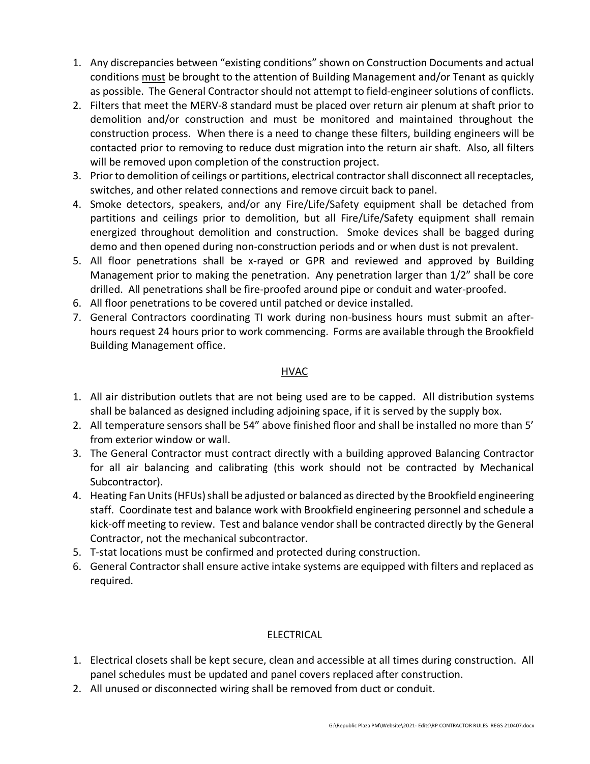1. Any discrepancies between "existing conditions" shown on Construction Documents and actual conditions must be brought to the attention of Building Management and/or Tenant as quickly as possible. The General Contractor should not attempt to field-engineer solutions of conflicts.
2. Filters that meet the MERV-8 standard must be placed over return air plenum at shaft prior to demolition and/or construction and must be monitored and maintained throughout the construction process. When there is a need to change these filters, building engineers will be contacted prior to removing to reduce dust migration into the return air shaft. Also, all filters will be removed upon completion of the construction project.
3. Prior to demolition of ceilings or partitions, electrical contractor shall disconnect all receptacles, switches, and other related connections and remove circuit back to panel.
4. Smoke detectors, speakers, and/or any Fire/Life/Safety equipment shall be detached from partitions and ceilings prior to demolition, but all Fire/Life/Safety equipment shall remain energized throughout demolition and construction. Smoke devices shall be bagged during demo and then opened during non-construction periods and or when dust is not prevalent.
5. All floor penetrations shall be x-rayed or GPR and reviewed and approved by Building Management prior to making the penetration. Any penetration larger than 1/2" shall be core drilled. All penetrations shall be fire-proofed around pipe or conduit and water-proofed.
6. All floor penetrations to be covered until patched or device installed.
7. General Contractors coordinating TI work during non-business hours must submit an after-hours request 24 hours prior to work commencing. Forms are available through the Brookfield Building Management office.

## HVAC

1. All air distribution outlets that are not being used are to be capped. All distribution systems shall be balanced as designed including adjoining space, if it is served by the supply box.
2. All temperature sensors shall be 54" above finished floor and shall be installed no more than 5' from exterior window or wall.
3. The General Contractor must contract directly with a building approved Balancing Contractor for all air balancing and calibrating (this work should not be contracted by Mechanical Subcontractor).
4. Heating Fan Units (HFUs) shall be adjusted or balanced as directed by the Brookfield engineering staff. Coordinate test and balance work with Brookfield engineering personnel and schedule a kick-off meeting to review. Test and balance vendor shall be contracted directly by the General Contractor, not the mechanical subcontractor.
5. T-stat locations must be confirmed and protected during construction.
6. General Contractor shall ensure active intake systems are equipped with filters and replaced as required.

## ELECTRICAL

1. Electrical closets shall be kept secure, clean and accessible at all times during construction. All panel schedules must be updated and panel covers replaced after construction.
2. All unused or disconnected wiring shall be removed from duct or conduit.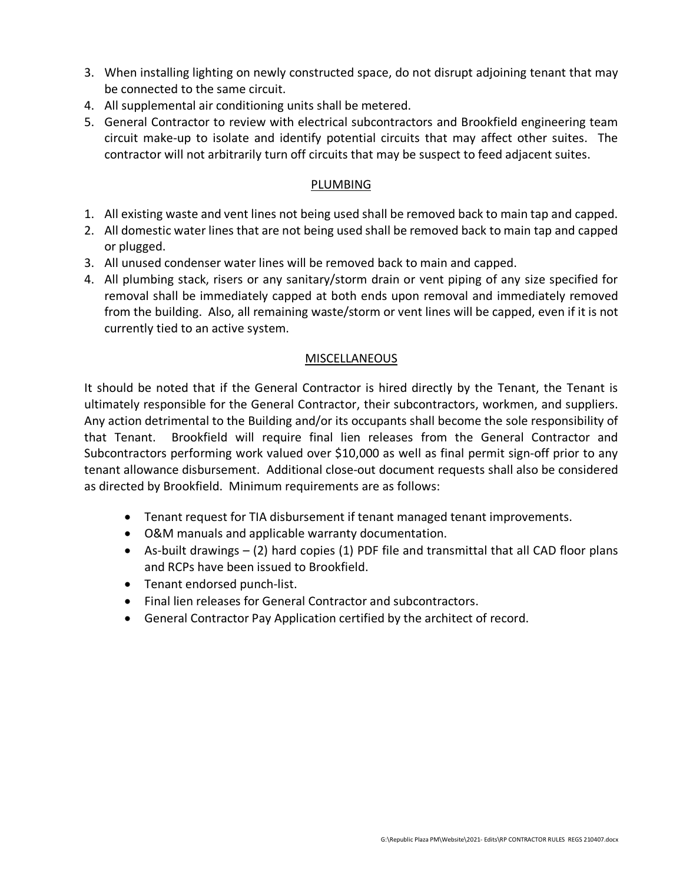3. When installing lighting on newly constructed space, do not disrupt adjoining tenant that may be connected to the same circuit.
4. All supplemental air conditioning units shall be metered.
5. General Contractor to review with electrical subcontractors and Brookfield engineering team circuit make-up to isolate and identify potential circuits that may affect other suites. The contractor will not arbitrarily turn off circuits that may be suspect to feed adjacent suites.

## PLUMBING

1. All existing waste and vent lines not being used shall be removed back to main tap and capped.
2. All domestic water lines that are not being used shall be removed back to main tap and capped or plugged.
3. All unused condenser water lines will be removed back to main and capped.
4. All plumbing stack, risers or any sanitary/storm drain or vent piping of any size specified for removal shall be immediately capped at both ends upon removal and immediately removed from the building. Also, all remaining waste/storm or vent lines will be capped, even if it is not currently tied to an active system.

## MISCELLANEOUS

It should be noted that if the General Contractor is hired directly by the Tenant, the Tenant is ultimately responsible for the General Contractor, their subcontractors, workmen, and suppliers. Any action detrimental to the Building and/or its occupants shall become the sole responsibility of that Tenant. Brookfield will require final lien releases from the General Contractor and Subcontractors performing work valued over $10,000 as well as final permit sign-off prior to any tenant allowance disbursement. Additional close-out document requests shall also be considered as directed by Brookfield. Minimum requirements are as follows:

- Tenant request for TIA disbursement if tenant managed tenant improvements.
- O&M manuals and applicable warranty documentation.
- As-built drawings – (2) hard copies (1) PDF file and transmittal that all CAD floor plans and RCPs have been issued to Brookfield.
- Tenant endorsed punch-list.
- Final lien releases for General Contractor and subcontractors.
- General Contractor Pay Application certified by the architect of record.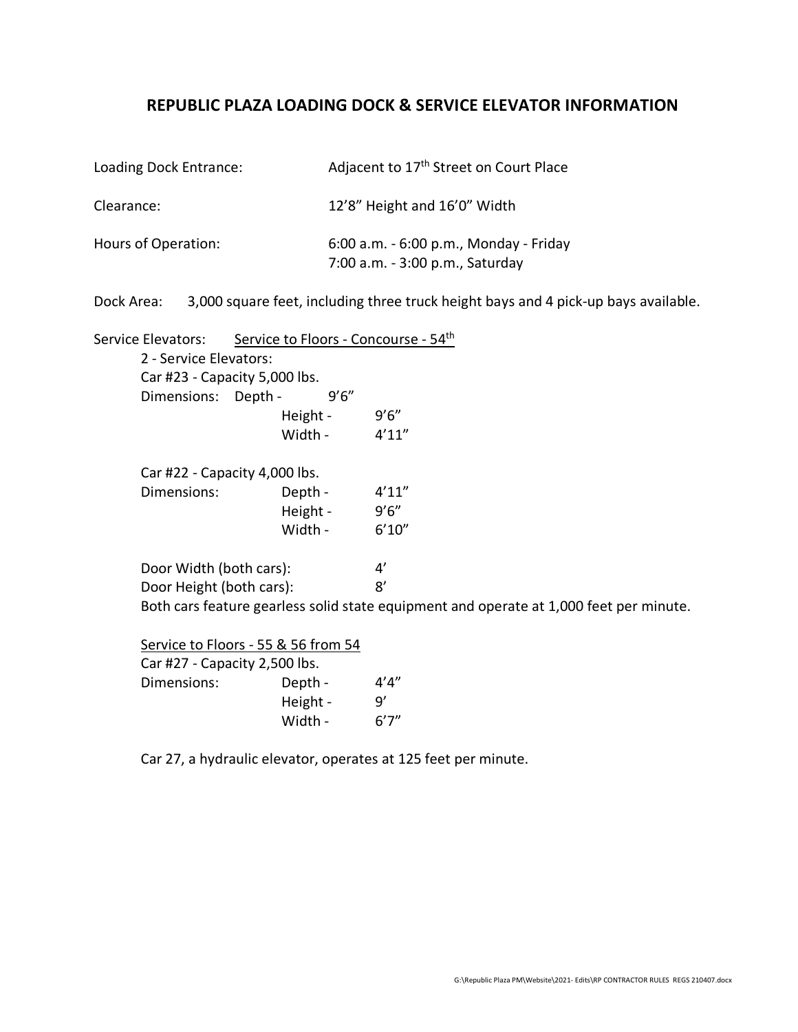## REPUBLIC PLAZA LOADING DOCK & SERVICE ELEVATOR INFORMATION

Loading Dock Entrance: Adjacent to 17th Street on Court Place

Clearance: 12'8" Height and 16'0" Width

Hours of Operation: 6:00 a.m. - 6:00 p.m., Monday - Friday
7:00 a.m. - 3:00 p.m., Saturday

Dock Area: 3,000 square feet, including three truck height bays and 4 pick-up bays available.

Service Elevators: <u>Service to Floors - Concourse - 54th</u>

2 - Service Elevators:

Car #23 - Capacity 5,000 lbs.

Dimensions:
- Depth - 9'6"
- Height - 9'6"
- Width - 4'11"

Car #22 - Capacity 4,000 lbs.

Dimensions:
- Depth - 4'11"
- Height - 9'6"
- Width - 6'10"

Door Width (both cars): 4'

Door Height (both cars): 8'

Both cars feature gearless solid state equipment and operate at 1,000 feet per minute.

<u>Service to Floors - 55 & 56 from 54</u>

Car #27 - Capacity 2,500 lbs.

Dimensions:
- Depth - 4'4"
- Height - 9'
- Width - 6'7"

Car 27, a hydraulic elevator, operates at 125 feet per minute.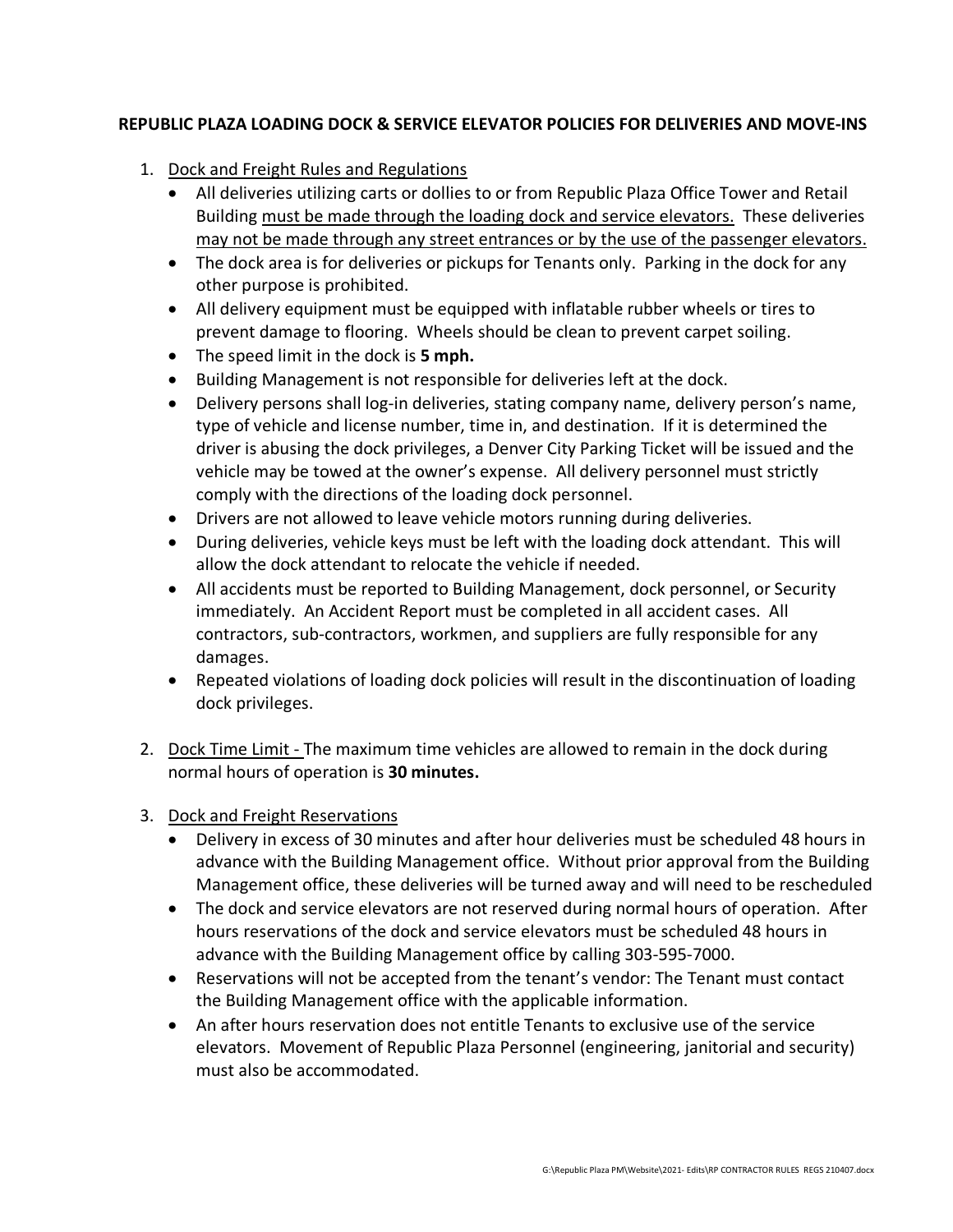**REPUBLIC PLAZA LOADING DOCK & SERVICE ELEVATOR POLICIES FOR DELIVERIES AND MOVE-INS**

1. Dock and Freight Rules and Regulations
   - All deliveries utilizing carts or dollies to or from Republic Plaza Office Tower and Retail Building must be made through the loading dock and service elevators. These deliveries may not be made through any street entrances or by the use of the passenger elevators.
   - The dock area is for deliveries or pickups for Tenants only. Parking in the dock for any other purpose is prohibited.
   - All delivery equipment must be equipped with inflatable rubber wheels or tires to prevent damage to flooring. Wheels should be clean to prevent carpet soiling.
   - The speed limit in the dock is **5 mph.**
   - Building Management is not responsible for deliveries left at the dock.
   - Delivery persons shall log-in deliveries, stating company name, delivery person's name, type of vehicle and license number, time in, and destination. If it is determined the driver is abusing the dock privileges, a Denver City Parking Ticket will be issued and the vehicle may be towed at the owner's expense. All delivery personnel must strictly comply with the directions of the loading dock personnel.
   - Drivers are not allowed to leave vehicle motors running during deliveries.
   - During deliveries, vehicle keys must be left with the loading dock attendant. This will allow the dock attendant to relocate the vehicle if needed.
   - All accidents must be reported to Building Management, dock personnel, or Security immediately. An Accident Report must be completed in all accident cases. All contractors, sub-contractors, workmen, and suppliers are fully responsible for any damages.
   - Repeated violations of loading dock policies will result in the discontinuation of loading dock privileges.

2. Dock Time Limit - The maximum time vehicles are allowed to remain in the dock during normal hours of operation is **30 minutes.**

3. Dock and Freight Reservations
   - Delivery in excess of 30 minutes and after hour deliveries must be scheduled 48 hours in advance with the Building Management office. Without prior approval from the Building Management office, these deliveries will be turned away and will need to be rescheduled
   - The dock and service elevators are not reserved during normal hours of operation. After hours reservations of the dock and service elevators must be scheduled 48 hours in advance with the Building Management office by calling 303-595-7000.
   - Reservations will not be accepted from the tenant's vendor: The Tenant must contact the Building Management office with the applicable information.
   - An after hours reservation does not entitle Tenants to exclusive use of the service elevators. Movement of Republic Plaza Personnel (engineering, janitorial and security) must also be accommodated.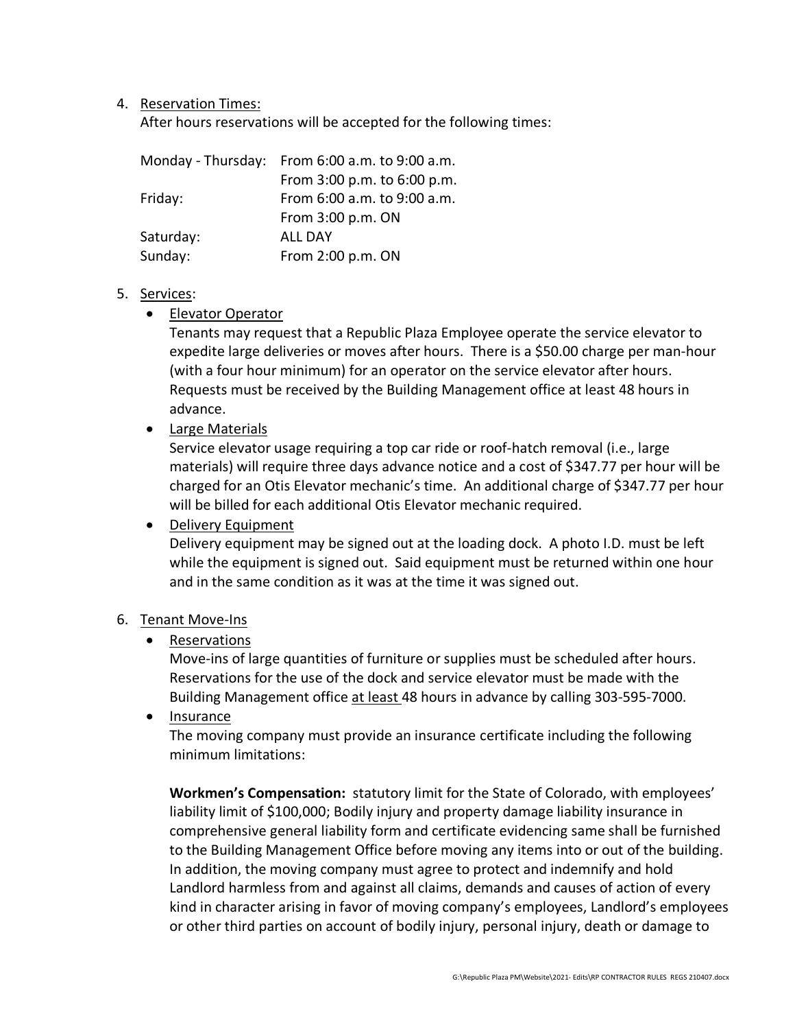4. <u>Reservation Times:</u>
   After hours reservations will be accepted for the following times:

| | |
|---|---|
| Monday - Thursday: | From 6:00 a.m. to 9:00 a.m. |
| | From 3:00 p.m. to 6:00 p.m. |
| Friday: | From 6:00 a.m. to 9:00 a.m. |
| | From 3:00 p.m. ON |
| Saturday: | ALL DAY |
| Sunday: | From 2:00 p.m. ON |

5. <u>Services</u>:
   - <u>Elevator Operator</u>
     Tenants may request that a Republic Plaza Employee operate the service elevator to expedite large deliveries or moves after hours. There is a $50.00 charge per man-hour (with a four hour minimum) for an operator on the service elevator after hours. Requests must be received by the Building Management office at least 48 hours in advance.
   - <u>Large Materials</u>
     Service elevator usage requiring a top car ride or roof-hatch removal (i.e., large materials) will require three days advance notice and a cost of $347.77 per hour will be charged for an Otis Elevator mechanic's time. An additional charge of $347.77 per hour will be billed for each additional Otis Elevator mechanic required.
   - <u>Delivery Equipment</u>
     Delivery equipment may be signed out at the loading dock. A photo I.D. must be left while the equipment is signed out. Said equipment must be returned within one hour and in the same condition as it was at the time it was signed out.

6. <u>Tenant Move-Ins</u>
   - <u>Reservations</u>
     Move-ins of large quantities of furniture or supplies must be scheduled after hours. Reservations for the use of the dock and service elevator must be made with the Building Management office <u>at least</u> 48 hours in advance by calling 303-595-7000.
   - <u>Insurance</u>
     The moving company must provide an insurance certificate including the following minimum limitations:

     **Workmen's Compensation:** statutory limit for the State of Colorado, with employees' liability limit of $100,000; Bodily injury and property damage liability insurance in comprehensive general liability form and certificate evidencing same shall be furnished to the Building Management Office before moving any items into or out of the building. In addition, the moving company must agree to protect and indemnify and hold Landlord harmless from and against all claims, demands and causes of action of every kind in character arising in favor of moving company's employees, Landlord's employees or other third parties on account of bodily injury, personal injury, death or damage to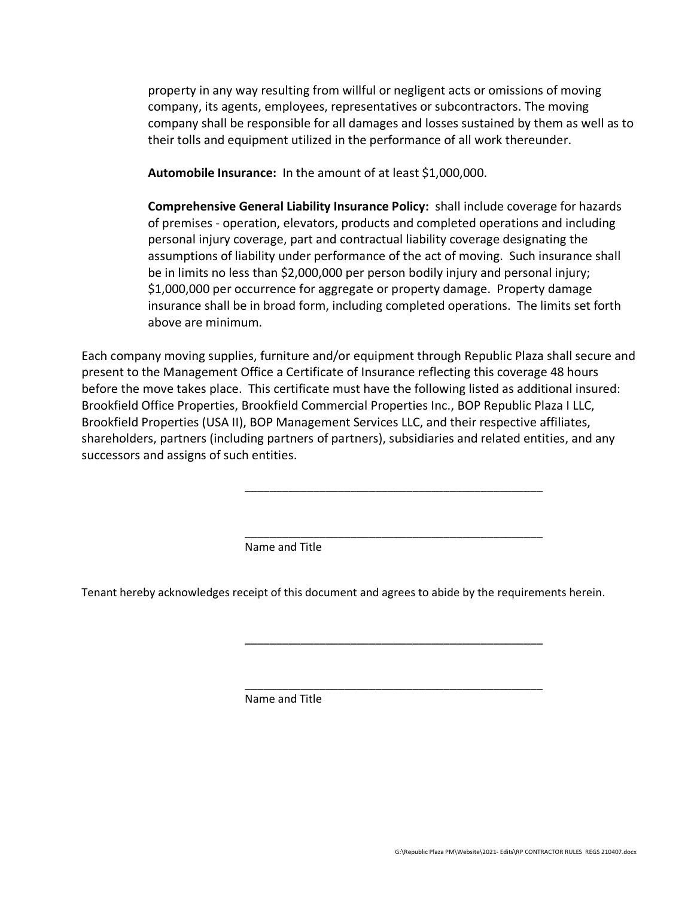property in any way resulting from willful or negligent acts or omissions of moving company, its agents, employees, representatives or subcontractors. The moving company shall be responsible for all damages and losses sustained by them as well as to their tolls and equipment utilized in the performance of all work thereunder.

**Automobile Insurance:** In the amount of at least $1,000,000.

**Comprehensive General Liability Insurance Policy:** shall include coverage for hazards of premises - operation, elevators, products and completed operations and including personal injury coverage, part and contractual liability coverage designating the assumptions of liability under performance of the act of moving. Such insurance shall be in limits no less than $2,000,000 per person bodily injury and personal injury; $1,000,000 per occurrence for aggregate or property damage. Property damage insurance shall be in broad form, including completed operations. The limits set forth above are minimum.

Each company moving supplies, furniture and/or equipment through Republic Plaza shall secure and present to the Management Office a Certificate of Insurance reflecting this coverage 48 hours before the move takes place. This certificate must have the following listed as additional insured: Brookfield Office Properties, Brookfield Commercial Properties Inc., BOP Republic Plaza I LLC, Brookfield Properties (USA II), BOP Management Services LLC, and their respective affiliates, shareholders, partners (including partners of partners), subsidiaries and related entities, and any successors and assigns of such entities.

_______________________________________________

_______________________________________________
Name and Title

Tenant hereby acknowledges receipt of this document and agrees to abide by the requirements herein.

_______________________________________________

_______________________________________________
Name and Title